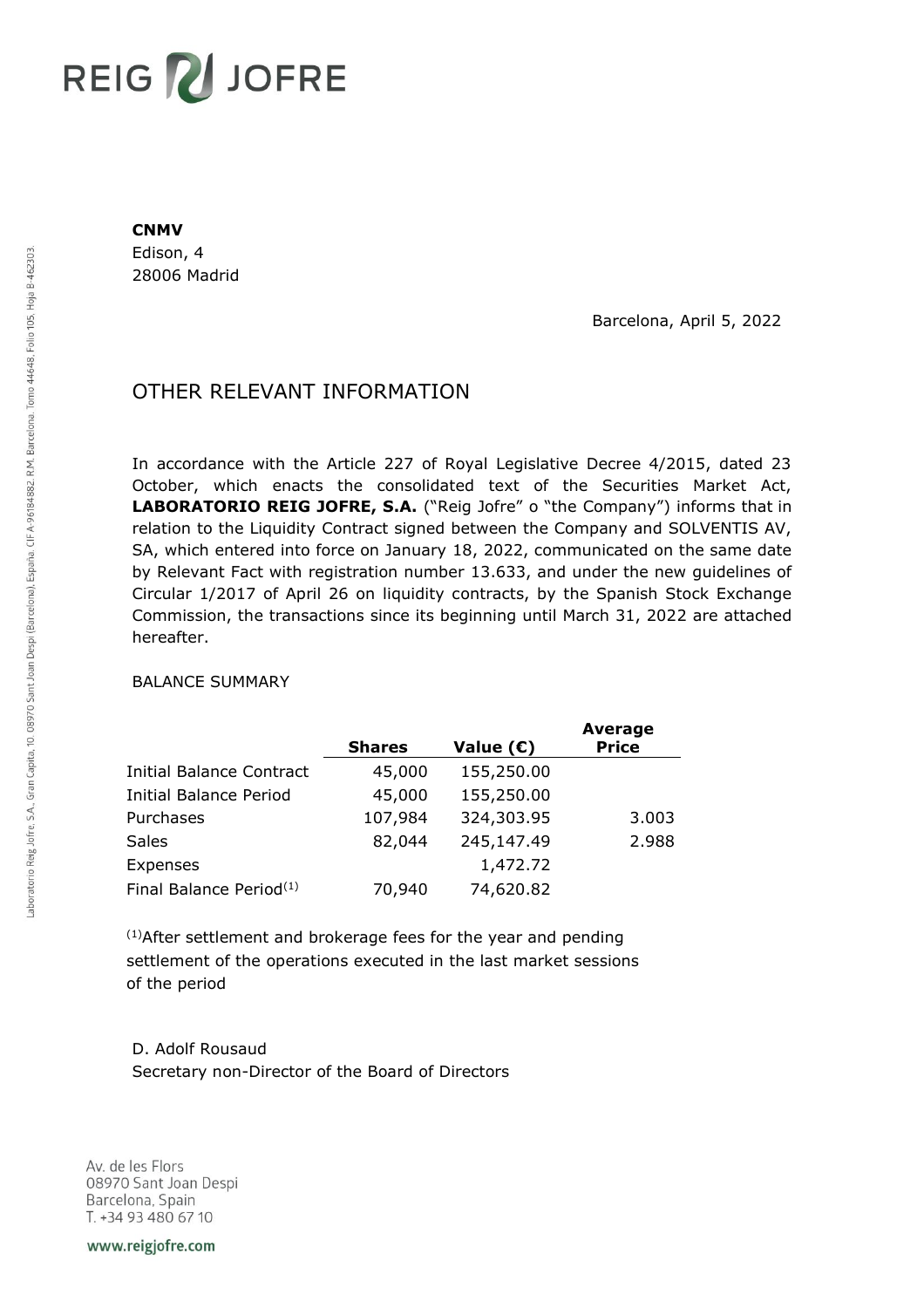REIG JOFRE

**CNMV**
Edison, 4
28006 Madrid

Barcelona, April 5, 2022

# OTHER RELEVANT INFORMATION

In accordance with the Article 227 of Royal Legislative Decree 4/2015, dated 23 October, which enacts the consolidated text of the Securities Market Act, **LABORATORIO REIG JOFRE, S.A.** ("Reig Jofre" o "the Company") informs that in relation to the Liquidity Contract signed between the Company and SOLVENTIS AV, SA, which entered into force on January 18, 2022, communicated on the same date by Relevant Fact with registration number 13.633, and under the new guidelines of Circular 1/2017 of April 26 on liquidity contracts, by the Spanish Stock Exchange Commission, the transactions since its beginning until March 31, 2022 are attached hereafter.

BALANCE SUMMARY

| | **Shares** | **Value (€)** | **Average Price** |
|---|---|---|---|
| Initial Balance Contract | 45,000 | 155,250.00 | |
| Initial Balance Period | 45,000 | 155,250.00 | |
| Purchases | 107,984 | 324,303.95 | 3.003 |
| Sales | 82,044 | 245,147.49 | 2.988 |
| Expenses | | 1,472.72 | |
| Final Balance Period[(1)] | 70,940 | 74,620.82 | |

[(1)]After settlement and brokerage fees for the year and pending settlement of the operations executed in the last market sessions of the period

D. Adolf Rousaud
Secretary non-Director of the Board of Directors

Av. de les Flors
08970 Sant Joan Despi
Barcelona, Spain
T. +34 93 480 67 10

www.reigjofre.com

Laboratorio Reig Jofre, S.A., Gran Capita, 10. 08970 Sant Joan Despi (Barcelona), España. CIF A-96184882. R.M. Barcelona. Tomo 44648, Folio 105, Hoja B-462303.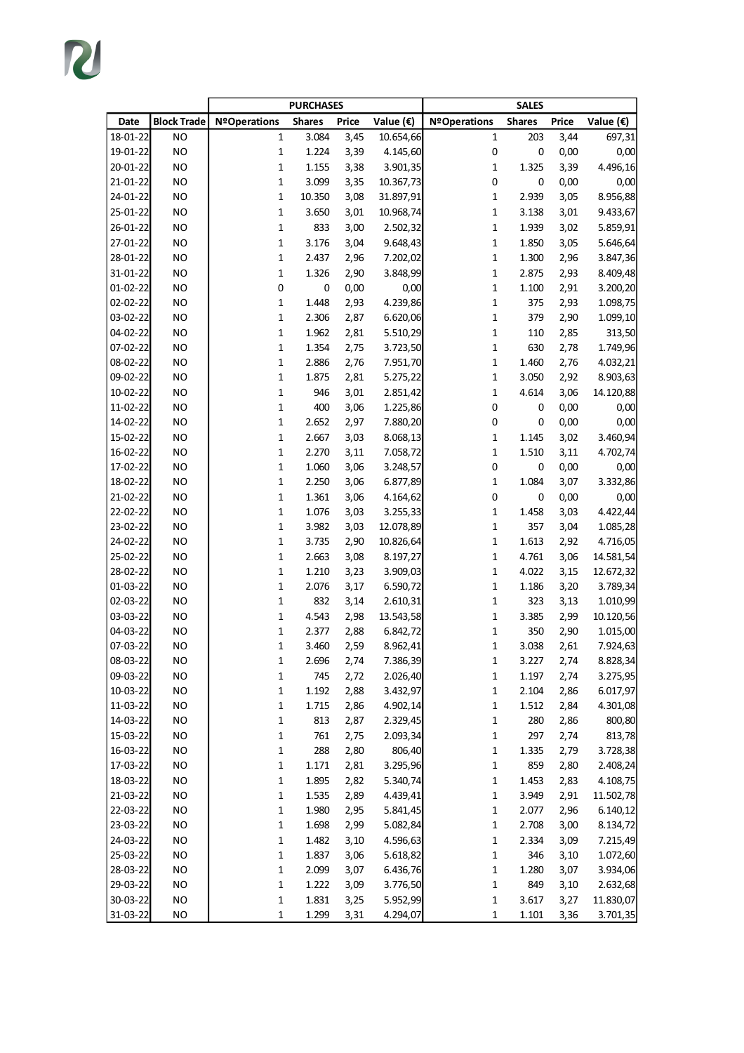| | | PURCHASES | | | | SALES | | | |
|---|---|---|---|---|---|---|---|---|---|
| Date | Block Trade | NºOperations | Shares | Price | Value (€) | NºOperations | Shares | Price | Value (€) |
| 18-01-22 | NO | 1 | 3.084 | 3,45 | 10.654,66 | 1 | 203 | 3,44 | 697,31 |
| 19-01-22 | NO | 1 | 1.224 | 3,39 | 4.145,60 | 0 | 0 | 0,00 | 0,00 |
| 20-01-22 | NO | 1 | 1.155 | 3,38 | 3.901,35 | 1 | 1.325 | 3,39 | 4.496,16 |
| 21-01-22 | NO | 1 | 3.099 | 3,35 | 10.367,73 | 0 | 0 | 0,00 | 0,00 |
| 24-01-22 | NO | 1 | 10.350 | 3,08 | 31.897,91 | 1 | 2.939 | 3,05 | 8.956,88 |
| 25-01-22 | NO | 1 | 3.650 | 3,01 | 10.968,74 | 1 | 3.138 | 3,01 | 9.433,67 |
| 26-01-22 | NO | 1 | 833 | 3,00 | 2.502,32 | 1 | 1.939 | 3,02 | 5.859,91 |
| 27-01-22 | NO | 1 | 3.176 | 3,04 | 9.648,43 | 1 | 1.850 | 3,05 | 5.646,64 |
| 28-01-22 | NO | 1 | 2.437 | 2,96 | 7.202,02 | 1 | 1.300 | 2,96 | 3.847,36 |
| 31-01-22 | NO | 1 | 1.326 | 2,90 | 3.848,99 | 1 | 2.875 | 2,93 | 8.409,48 |
| 01-02-22 | NO | 0 | 0 | 0,00 | 0,00 | 1 | 1.100 | 2,91 | 3.200,20 |
| 02-02-22 | NO | 1 | 1.448 | 2,93 | 4.239,86 | 1 | 375 | 2,93 | 1.098,75 |
| 03-02-22 | NO | 1 | 2.306 | 2,87 | 6.620,06 | 1 | 379 | 2,90 | 1.099,10 |
| 04-02-22 | NO | 1 | 1.962 | 2,81 | 5.510,29 | 1 | 110 | 2,85 | 313,50 |
| 07-02-22 | NO | 1 | 1.354 | 2,75 | 3.723,50 | 1 | 630 | 2,78 | 1.749,96 |
| 08-02-22 | NO | 1 | 2.886 | 2,76 | 7.951,70 | 1 | 1.460 | 2,76 | 4.032,21 |
| 09-02-22 | NO | 1 | 1.875 | 2,81 | 5.275,22 | 1 | 3.050 | 2,92 | 8.903,63 |
| 10-02-22 | NO | 1 | 946 | 3,01 | 2.851,42 | 1 | 4.614 | 3,06 | 14.120,88 |
| 11-02-22 | NO | 1 | 400 | 3,06 | 1.225,86 | 0 | 0 | 0,00 | 0,00 |
| 14-02-22 | NO | 1 | 2.652 | 2,97 | 7.880,20 | 0 | 0 | 0,00 | 0,00 |
| 15-02-22 | NO | 1 | 2.667 | 3,03 | 8.068,13 | 1 | 1.145 | 3,02 | 3.460,94 |
| 16-02-22 | NO | 1 | 2.270 | 3,11 | 7.058,72 | 1 | 1.510 | 3,11 | 4.702,74 |
| 17-02-22 | NO | 1 | 1.060 | 3,06 | 3.248,57 | 0 | 0 | 0,00 | 0,00 |
| 18-02-22 | NO | 1 | 2.250 | 3,06 | 6.877,89 | 1 | 1.084 | 3,07 | 3.332,86 |
| 21-02-22 | NO | 1 | 1.361 | 3,06 | 4.164,62 | 0 | 0 | 0,00 | 0,00 |
| 22-02-22 | NO | 1 | 1.076 | 3,03 | 3.255,33 | 1 | 1.458 | 3,03 | 4.422,44 |
| 23-02-22 | NO | 1 | 3.982 | 3,03 | 12.078,89 | 1 | 357 | 3,04 | 1.085,28 |
| 24-02-22 | NO | 1 | 3.735 | 2,90 | 10.826,64 | 1 | 1.613 | 2,92 | 4.716,05 |
| 25-02-22 | NO | 1 | 2.663 | 3,08 | 8.197,27 | 1 | 4.761 | 3,06 | 14.581,54 |
| 28-02-22 | NO | 1 | 1.210 | 3,23 | 3.909,03 | 1 | 4.022 | 3,15 | 12.672,32 |
| 01-03-22 | NO | 1 | 2.076 | 3,17 | 6.590,72 | 1 | 1.186 | 3,20 | 3.789,34 |
| 02-03-22 | NO | 1 | 832 | 3,14 | 2.610,31 | 1 | 323 | 3,13 | 1.010,99 |
| 03-03-22 | NO | 1 | 4.543 | 2,98 | 13.543,58 | 1 | 3.385 | 2,99 | 10.120,56 |
| 04-03-22 | NO | 1 | 2.377 | 2,88 | 6.842,72 | 1 | 350 | 2,90 | 1.015,00 |
| 07-03-22 | NO | 1 | 3.460 | 2,59 | 8.962,41 | 1 | 3.038 | 2,61 | 7.924,63 |
| 08-03-22 | NO | 1 | 2.696 | 2,74 | 7.386,39 | 1 | 3.227 | 2,74 | 8.828,34 |
| 09-03-22 | NO | 1 | 745 | 2,72 | 2.026,40 | 1 | 1.197 | 2,74 | 3.275,95 |
| 10-03-22 | NO | 1 | 1.192 | 2,88 | 3.432,97 | 1 | 2.104 | 2,86 | 6.017,97 |
| 11-03-22 | NO | 1 | 1.715 | 2,86 | 4.902,14 | 1 | 1.512 | 2,84 | 4.301,08 |
| 14-03-22 | NO | 1 | 813 | 2,87 | 2.329,45 | 1 | 280 | 2,86 | 800,80 |
| 15-03-22 | NO | 1 | 761 | 2,75 | 2.093,34 | 1 | 297 | 2,74 | 813,78 |
| 16-03-22 | NO | 1 | 288 | 2,80 | 806,40 | 1 | 1.335 | 2,79 | 3.728,38 |
| 17-03-22 | NO | 1 | 1.171 | 2,81 | 3.295,96 | 1 | 859 | 2,80 | 2.408,24 |
| 18-03-22 | NO | 1 | 1.895 | 2,82 | 5.340,74 | 1 | 1.453 | 2,83 | 4.108,75 |
| 21-03-22 | NO | 1 | 1.535 | 2,89 | 4.439,41 | 1 | 3.949 | 2,91 | 11.502,78 |
| 22-03-22 | NO | 1 | 1.980 | 2,95 | 5.841,45 | 1 | 2.077 | 2,96 | 6.140,12 |
| 23-03-22 | NO | 1 | 1.698 | 2,99 | 5.082,84 | 1 | 2.708 | 3,00 | 8.134,72 |
| 24-03-22 | NO | 1 | 1.482 | 3,10 | 4.596,63 | 1 | 2.334 | 3,09 | 7.215,49 |
| 25-03-22 | NO | 1 | 1.837 | 3,06 | 5.618,82 | 1 | 346 | 3,10 | 1.072,60 |
| 28-03-22 | NO | 1 | 2.099 | 3,07 | 6.436,76 | 1 | 1.280 | 3,07 | 3.934,06 |
| 29-03-22 | NO | 1 | 1.222 | 3,09 | 3.776,50 | 1 | 849 | 3,10 | 2.632,68 |
| 30-03-22 | NO | 1 | 1.831 | 3,25 | 5.952,99 | 1 | 3.617 | 3,27 | 11.830,07 |
| 31-03-22 | NO | 1 | 1.299 | 3,31 | 4.294,07 | 1 | 1.101 | 3,36 | 3.701,35 |